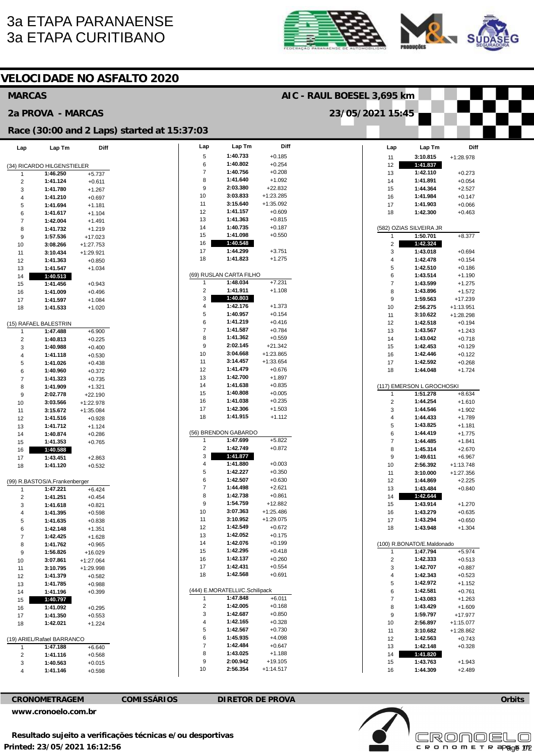# 3a ETAPA PARANAENSE
# 3a ETAPA CURITIBANO

## VELOCIDADE NO ASFALTO 2020

**MARCAS** — **AIC - RAUL BOESEL 3,695 km**

**2a PROVA - MARCAS** — **23/05/2021 15:45**

**Race (30:00 and 2 Laps) started at 15:37:03**

### (34) RICARDO HILGENSTIELER

| Lap | Lap Tm | Diff |
|---|---|---|
| 1 | 1:46.250 | +5.737 |
| 2 | 1:41.124 | +0.611 |
| 3 | 1:41.780 | +1.267 |
| 4 | 1:41.210 | +0.697 |
| 5 | 1:41.694 | +1.181 |
| 6 | 1:41.617 | +1.104 |
| 7 | 1:42.004 | +1.491 |
| 8 | 1:41.732 | +1.219 |
| 9 | 1:57.536 | +17.023 |
| 10 | 3:08.266 | +1:27.753 |
| 11 | 3:10.434 | +1:29.921 |
| 12 | 1:41.363 | +0.850 |
| 13 | 1:41.547 | +1.034 |
| 14 | **1:40.513** | |
| 15 | 1:41.456 | +0.943 |
| 16 | 1:41.009 | +0.496 |
| 17 | 1:41.597 | +1.084 |
| 18 | 1:41.533 | +1.020 |

### (15) RAFAEL BALESTRIN

| Lap | Lap Tm | Diff |
|---|---|---|
| 1 | 1:47.488 | +6.900 |
| 2 | 1:40.813 | +0.225 |
| 3 | 1:40.988 | +0.400 |
| 4 | 1:41.118 | +0.530 |
| 5 | 1:41.026 | +0.438 |
| 6 | 1:40.960 | +0.372 |
| 7 | 1:41.323 | +0.735 |
| 8 | 1:41.909 | +1.321 |
| 9 | 2:02.778 | +22.190 |
| 10 | 3:03.566 | +1:22.978 |
| 11 | 3:15.672 | +1:35.084 |
| 12 | 1:41.516 | +0.928 |
| 13 | 1:41.712 | +1.124 |
| 14 | 1:40.874 | +0.286 |
| 15 | 1:41.353 | +0.765 |
| 16 | **1:40.588** | |
| 17 | 1:43.451 | +2.863 |
| 18 | 1:41.120 | +0.532 |

### (99) R.BASTOS/A.Frankenberger

| Lap | Lap Tm | Diff |
|---|---|---|
| 1 | 1:47.221 | +6.424 |
| 2 | 1:41.251 | +0.454 |
| 3 | 1:41.618 | +0.821 |
| 4 | 1:41.395 | +0.598 |
| 5 | 1:41.635 | +0.838 |
| 6 | 1:42.148 | +1.351 |
| 7 | 1:42.425 | +1.628 |
| 8 | 1:41.762 | +0.965 |
| 9 | 1:56.826 | +16.029 |
| 10 | 3:07.861 | +1:27.064 |
| 11 | 3:10.795 | +1:29.998 |
| 12 | 1:41.379 | +0.582 |
| 13 | 1:41.785 | +0.988 |
| 14 | 1:41.196 | +0.399 |
| 15 | **1:40.797** | |
| 16 | 1:41.092 | +0.295 |
| 17 | 1:41.350 | +0.553 |
| 18 | 1:42.021 | +1.224 |

### (19) ARIEL/Rafael BARRANCO

| Lap | Lap Tm | Diff |
|---|---|---|
| 1 | 1:47.188 | +6.640 |
| 2 | 1:41.116 | +0.568 |
| 3 | 1:40.563 | +0.015 |
| 4 | 1:41.146 | +0.598 |
| 5 | 1:40.733 | +0.185 |
| 6 | 1:40.802 | +0.254 |
| 7 | 1:40.756 | +0.208 |
| 8 | 1:41.640 | +1.092 |
| 9 | 2:03.380 | +22.832 |
| 10 | 3:03.833 | +1:23.285 |
| 11 | 3:15.640 | +1:35.092 |
| 12 | 1:41.157 | +0.609 |
| 13 | 1:41.363 | +0.815 |
| 14 | 1:40.735 | +0.187 |
| 15 | 1:41.098 | +0.550 |
| 16 | **1:40.548** | |
| 17 | 1:44.299 | +3.751 |
| 18 | 1:41.823 | +1.275 |

### (69) RUSLAN CARTA FILHO

| Lap | Lap Tm | Diff |
|---|---|---|
| 1 | 1:48.034 | +7.231 |
| 2 | 1:41.911 | +1.108 |
| 3 | **1:40.803** | |
| 4 | 1:42.176 | +1.373 |
| 5 | 1:40.957 | +0.154 |
| 6 | 1:41.219 | +0.416 |
| 7 | 1:41.587 | +0.784 |
| 8 | 1:41.362 | +0.559 |
| 9 | 2:02.145 | +21.342 |
| 10 | 3:04.668 | +1:23.865 |
| 11 | 3:14.457 | +1:33.654 |
| 12 | 1:41.479 | +0.676 |
| 13 | 1:42.700 | +1.897 |
| 14 | 1:41.638 | +0.835 |
| 15 | 1:40.808 | +0.005 |
| 16 | 1:41.038 | +0.235 |
| 17 | 1:42.306 | +1.503 |
| 18 | 1:41.915 | +1.112 |

### (56) BRENDON GABARDO

| Lap | Lap Tm | Diff |
|---|---|---|
| 1 | 1:47.699 | +5.822 |
| 2 | 1:42.749 | +0.872 |
| 3 | **1:41.877** | |
| 4 | 1:41.880 | +0.003 |
| 5 | 1:42.227 | +0.350 |
| 6 | 1:42.507 | +0.630 |
| 7 | 1:44.498 | +2.621 |
| 8 | 1:42.738 | +0.861 |
| 9 | 1:54.759 | +12.882 |
| 10 | 3:07.363 | +1:25.486 |
| 11 | 3:10.952 | +1:29.075 |
| 12 | 1:42.549 | +0.672 |
| 13 | 1:42.052 | +0.175 |
| 14 | 1:42.076 | +0.199 |
| 15 | 1:42.295 | +0.418 |
| 16 | 1:42.137 | +0.260 |
| 17 | 1:42.431 | +0.554 |
| 18 | 1:42.568 | +0.691 |

### (444) E.MORATELLI/C.Schilipack

| Lap | Lap Tm | Diff |
|---|---|---|
| 1 | 1:47.848 | +6.011 |
| 2 | 1:42.005 | +0.168 |
| 3 | 1:42.687 | +0.850 |
| 4 | 1:42.165 | +0.328 |
| 5 | 1:42.567 | +0.730 |
| 6 | 1:45.935 | +4.098 |
| 7 | 1:42.484 | +0.647 |
| 8 | 1:43.025 | +1.188 |
| 9 | 2:00.942 | +19.105 |
| 10 | 2:56.354 | +1:14.517 |
| 11 | 3:10.815 | +1:28.978 |
| 12 | **1:41.837** | |
| 13 | 1:42.110 | +0.273 |
| 14 | 1:41.891 | +0.054 |
| 15 | 1:44.364 | +2.527 |
| 16 | 1:41.984 | +0.147 |
| 17 | 1:41.903 | +0.066 |
| 18 | 1:42.300 | +0.463 |

### (582) OZIAS SILVEIRA JR

| Lap | Lap Tm | Diff |
|---|---|---|
| 1 | 1:50.701 | +8.377 |
| 2 | **1:42.324** | |
| 3 | 1:43.018 | +0.694 |
| 4 | 1:42.478 | +0.154 |
| 5 | 1:42.510 | +0.186 |
| 6 | 1:43.514 | +1.190 |
| 7 | 1:43.599 | +1.275 |
| 8 | 1:43.896 | +1.572 |
| 9 | 1:59.563 | +17.239 |
| 10 | 2:56.275 | +1:13.951 |
| 11 | 3:10.622 | +1:28.298 |
| 12 | 1:42.518 | +0.194 |
| 13 | 1:43.567 | +1.243 |
| 14 | 1:43.042 | +0.718 |
| 15 | 1:42.453 | +0.129 |
| 16 | 1:42.446 | +0.122 |
| 17 | 1:42.592 | +0.268 |
| 18 | 1:44.048 | +1.724 |

### (117) EMERSON L GROCHOSKI

| Lap | Lap Tm | Diff |
|---|---|---|
| 1 | 1:51.278 | +8.634 |
| 2 | 1:44.254 | +1.610 |
| 3 | 1:44.546 | +1.902 |
| 4 | 1:44.433 | +1.789 |
| 5 | 1:43.825 | +1.181 |
| 6 | 1:44.419 | +1.775 |
| 7 | 1:44.485 | +1.841 |
| 8 | 1:45.314 | +2.670 |
| 9 | 1:49.611 | +6.967 |
| 10 | 2:56.392 | +1:13.748 |
| 11 | 3:10.000 | +1:27.356 |
| 12 | 1:44.869 | +2.225 |
| 13 | 1:43.484 | +0.840 |
| 14 | **1:42.644** | |
| 15 | 1:43.914 | +1.270 |
| 16 | 1:43.279 | +0.635 |
| 17 | 1:43.294 | +0.650 |
| 18 | 1:43.948 | +1.304 |

### (100) R.BONATO/E.Maldonado

| Lap | Lap Tm | Diff |
|---|---|---|
| 1 | 1:47.794 | +5.974 |
| 2 | 1:42.333 | +0.513 |
| 3 | 1:42.707 | +0.887 |
| 4 | 1:42.343 | +0.523 |
| 5 | 1:42.972 | +1.152 |
| 6 | 1:42.581 | +0.761 |
| 7 | 1:43.083 | +1.263 |
| 8 | 1:43.429 | +1.609 |
| 9 | 1:59.797 | +17.977 |
| 10 | 2:56.897 | +1:15.077 |
| 11 | 3:10.682 | +1:28.862 |
| 12 | 1:42.563 | +0.743 |
| 13 | 1:42.148 | +0.328 |
| 14 | **1:41.820** | |
| 15 | 1:43.763 | +1.943 |
| 16 | 1:44.309 | +2.489 |

**CRONOMETRAGEM** — **COMISSÁRIOS** — **DIRETOR DE PROVA** — **Orbits**

**www.cronoelo.com.br**

**Resultado sujeito a verificações técnicas e/ou desportivas**

**Printed: 23/05/2021 16:12:56**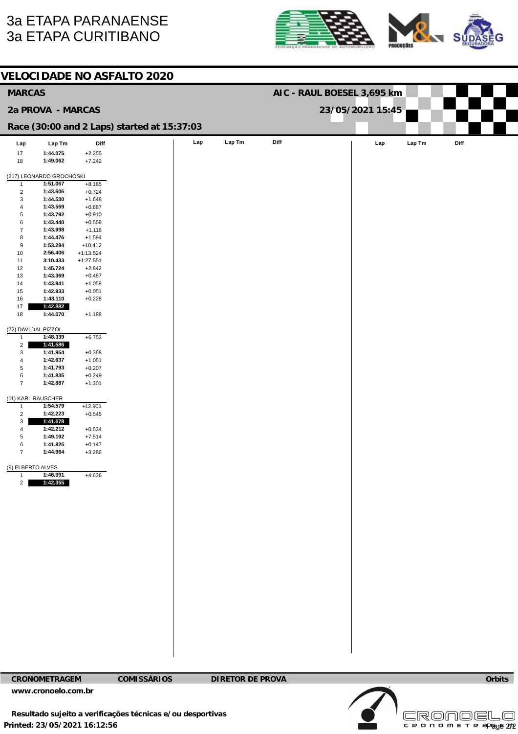3a ETAPA PARANAENSE
3a ETAPA CURITIBANO

## VELOCIDADE NO ASFALTO 2020

**MARCAS** — **AIC - RAUL BOESEL 3,695 km**

**2a PROVA - MARCAS** — **23/05/2021 15:45**

**Race (30:00 and 2 Laps) started at 15:37:03**

| Lap | Lap Tm | Diff |
|---|---|---|
| 17 | **1:44.075** | +2.255 |
| 18 | **1:49.062** | +7.242 |

(217) LEONARDO GROCHOSKI

| Lap | Lap Tm | Diff |
|---|---|---|
| 1 | **1:51.067** | +8.185 |
| 2 | **1:43.606** | +0.724 |
| 3 | **1:44.530** | +1.648 |
| 4 | **1:43.569** | +0.687 |
| 5 | **1:43.792** | +0.910 |
| 6 | **1:43.440** | +0.558 |
| 7 | **1:43.998** | +1.116 |
| 8 | **1:44.476** | +1.594 |
| 9 | **1:53.294** | +10.412 |
| 10 | **2:56.406** | +1:13.524 |
| 11 | **3:10.433** | +1:27.551 |
| 12 | **1:45.724** | +2.842 |
| 13 | **1:43.369** | +0.487 |
| 14 | **1:43.941** | +1.059 |
| 15 | **1:42.933** | +0.051 |
| 16 | **1:43.110** | +0.228 |
| 17 | **1:42.882** | |
| 18 | **1:44.070** | +1.188 |

(72) DAVI DAL PIZZOL

| Lap | Lap Tm | Diff |
|---|---|---|
| 1 | **1:48.339** | +6.753 |
| 2 | **1:41.586** | |
| 3 | **1:41.954** | +0.368 |
| 4 | **1:42.637** | +1.051 |
| 5 | **1:41.793** | +0.207 |
| 6 | **1:41.835** | +0.249 |
| 7 | **1:42.887** | +1.301 |

(11) KARL RAUSCHER

| Lap | Lap Tm | Diff |
|---|---|---|
| 1 | **1:54.579** | +12.901 |
| 2 | **1:42.223** | +0.545 |
| 3 | **1:41.678** | |
| 4 | **1:42.212** | +0.534 |
| 5 | **1:49.192** | +7.514 |
| 6 | **1:41.825** | +0.147 |
| 7 | **1:44.964** | +3.286 |

(9) ELBERTO ALVES

| Lap | Lap Tm | Diff |
|---|---|---|
| 1 | **1:46.991** | +4.636 |
| 2 | **1:42.355** | |

**CRONOMETRAGEM** | **COMISSÁRIOS** | **DIRETOR DE PROVA** | **Orbits**

**www.cronoelo.com.br**

**Resultado sujeito a verificações técnicas e/ou desportivas**

**Printed: 23/05/2021 16:12:56**